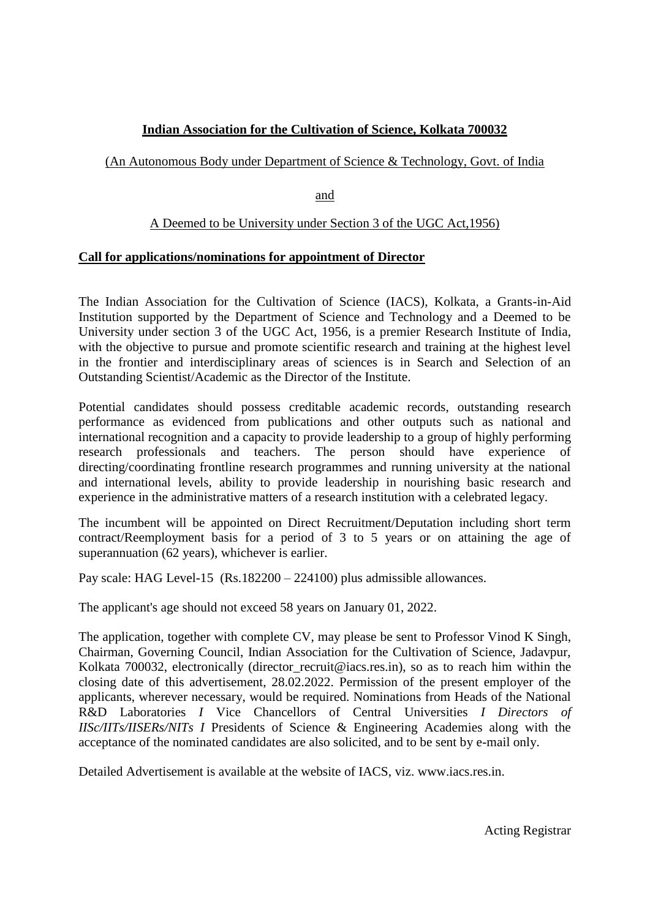**Indian Association for the Cultivation of Science, Kolkata 700032**

(An Autonomous Body under Department of Science & Technology, Govt. of India

and

A Deemed to be University under Section 3 of the UGC Act,1956)

**Call for applications/nominations for appointment of Director**

The Indian Association for the Cultivation of Science (IACS), Kolkata, a Grants-in-Aid Institution supported by the Department of Science and Technology and a Deemed to be University under section 3 of the UGC Act, 1956, is a premier Research Institute of India, with the objective to pursue and promote scientific research and training at the highest level in the frontier and interdisciplinary areas of sciences is in Search and Selection of an Outstanding Scientist/Academic as the Director of the Institute.

Potential candidates should possess creditable academic records, outstanding research performance as evidenced from publications and other outputs such as national and international recognition and a capacity to provide leadership to a group of highly performing research professionals and teachers. The person should have experience of directing/coordinating frontline research programmes and running university at the national and international levels, ability to provide leadership in nourishing basic research and experience in the administrative matters of a research institution with a celebrated legacy.

The incumbent will be appointed on Direct Recruitment/Deputation including short term contract/Reemployment basis for a period of 3 to 5 years or on attaining the age of superannuation (62 years), whichever is earlier.

Pay scale: HAG Level-15 (Rs.182200 – 224100) plus admissible allowances.

The applicant's age should not exceed 58 years on January 01, 2022.

The application, together with complete CV, may please be sent to Professor Vinod K Singh, Chairman, Governing Council, Indian Association for the Cultivation of Science, Jadavpur, Kolkata 700032, electronically (director_recruit@iacs.res.in), so as to reach him within the closing date of this advertisement, 28.02.2022. Permission of the present employer of the applicants, wherever necessary, would be required. Nominations from Heads of the National R&D Laboratories *I* Vice Chancellors of Central Universities *I Directors of IISc/IITs/IISERs/NITs I* Presidents of Science & Engineering Academies along with the acceptance of the nominated candidates are also solicited, and to be sent by e-mail only.

Detailed Advertisement is available at the website of IACS, viz. www.iacs.res.in.

Acting Registrar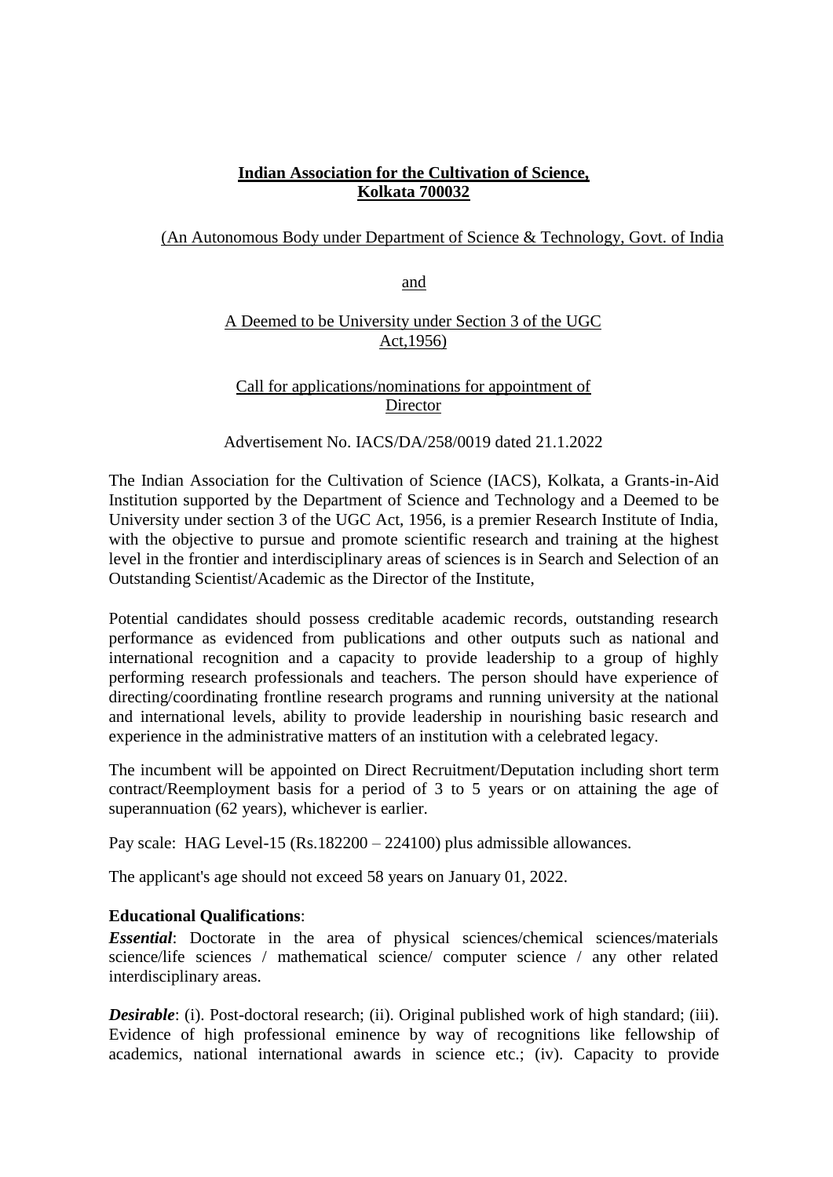**Indian Association for the Cultivation of Science,**
**Kolkata 700032**

(An Autonomous Body under Department of Science & Technology, Govt. of India

and

A Deemed to be University under Section 3 of the UGC Act,1956)

Call for applications/nominations for appointment of Director

Advertisement No. IACS/DA/258/0019 dated 21.1.2022

The Indian Association for the Cultivation of Science (IACS), Kolkata, a Grants-in-Aid Institution supported by the Department of Science and Technology and a Deemed to be University under section 3 of the UGC Act, 1956, is a premier Research Institute of India, with the objective to pursue and promote scientific research and training at the highest level in the frontier and interdisciplinary areas of sciences is in Search and Selection of an Outstanding Scientist/Academic as the Director of the Institute,

Potential candidates should possess creditable academic records, outstanding research performance as evidenced from publications and other outputs such as national and international recognition and a capacity to provide leadership to a group of highly performing research professionals and teachers. The person should have experience of directing/coordinating frontline research programs and running university at the national and international levels, ability to provide leadership in nourishing basic research and experience in the administrative matters of an institution with a celebrated legacy.

The incumbent will be appointed on Direct Recruitment/Deputation including short term contract/Reemployment basis for a period of 3 to 5 years or on attaining the age of superannuation (62 years), whichever is earlier.

Pay scale: HAG Level-15 (Rs.182200 – 224100) plus admissible allowances.

The applicant's age should not exceed 58 years on January 01, 2022.

**Educational Qualifications**:

***Essential***: Doctorate in the area of physical sciences/chemical sciences/materials science/life sciences / mathematical science/ computer science / any other related interdisciplinary areas.

***Desirable***: (i). Post-doctoral research; (ii). Original published work of high standard; (iii). Evidence of high professional eminence by way of recognitions like fellowship of academics, national international awards in science etc.; (iv). Capacity to provide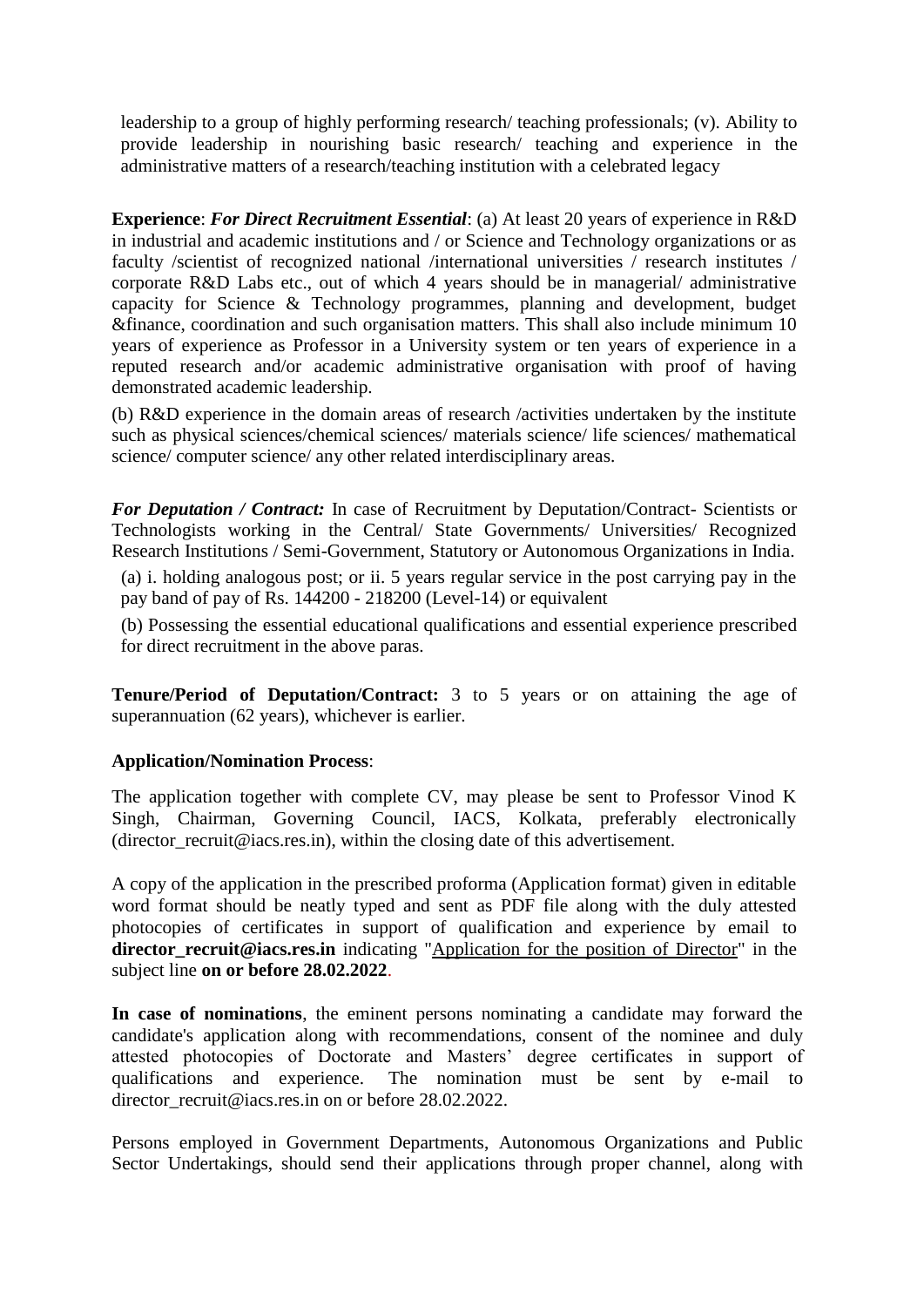leadership to a group of highly performing research/ teaching professionals; (v). Ability to provide leadership in nourishing basic research/ teaching and experience in the administrative matters of a research/teaching institution with a celebrated legacy

**Experience**: ***For Direct Recruitment Essential***: (a) At least 20 years of experience in R&D in industrial and academic institutions and / or Science and Technology organizations or as faculty /scientist of recognized national /international universities / research institutes / corporate R&D Labs etc., out of which 4 years should be in managerial/ administrative capacity for Science & Technology programmes, planning and development, budget &finance, coordination and such organisation matters. This shall also include minimum 10 years of experience as Professor in a University system or ten years of experience in a reputed research and/or academic administrative organisation with proof of having demonstrated academic leadership.

(b) R&D experience in the domain areas of research /activities undertaken by the institute such as physical sciences/chemical sciences/ materials science/ life sciences/ mathematical science/ computer science/ any other related interdisciplinary areas.

***For Deputation / Contract:*** In case of Recruitment by Deputation/Contract- Scientists or Technologists working in the Central/ State Governments/ Universities/ Recognized Research Institutions / Semi-Government, Statutory or Autonomous Organizations in India.

(a) i. holding analogous post; or ii. 5 years regular service in the post carrying pay in the pay band of pay of Rs. 144200 - 218200 (Level-14) or equivalent

(b) Possessing the essential educational qualifications and essential experience prescribed for direct recruitment in the above paras.

**Tenure/Period of Deputation/Contract:** 3 to 5 years or on attaining the age of superannuation (62 years), whichever is earlier.

**Application/Nomination Process**:

The application together with complete CV, may please be sent to Professor Vinod K Singh, Chairman, Governing Council, IACS, Kolkata, preferably electronically (director_recruit@iacs.res.in), within the closing date of this advertisement.

A copy of the application in the prescribed proforma (Application format) given in editable word format should be neatly typed and sent as PDF file along with the duly attested photocopies of certificates in support of qualification and experience by email to **director_recruit@iacs.res.in** indicating "Application for the position of Director" in the subject line **on or before 28.02.2022**.

**In case of nominations**, the eminent persons nominating a candidate may forward the candidate's application along with recommendations, consent of the nominee and duly attested photocopies of Doctorate and Masters' degree certificates in support of qualifications and experience. The nomination must be sent by e-mail to director_recruit@iacs.res.in on or before 28.02.2022.

Persons employed in Government Departments, Autonomous Organizations and Public Sector Undertakings, should send their applications through proper channel, along with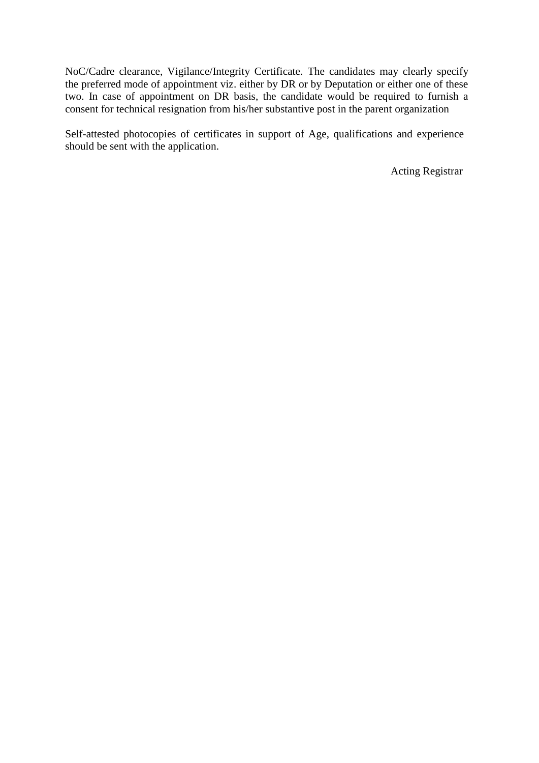NoC/Cadre clearance, Vigilance/Integrity Certificate. The candidates may clearly specify the preferred mode of appointment viz. either by DR or by Deputation or either one of these two. In case of appointment on DR basis, the candidate would be required to furnish a consent for technical resignation from his/her substantive post in the parent organization

Self-attested photocopies of certificates in support of Age, qualifications and experience should be sent with the application.

Acting Registrar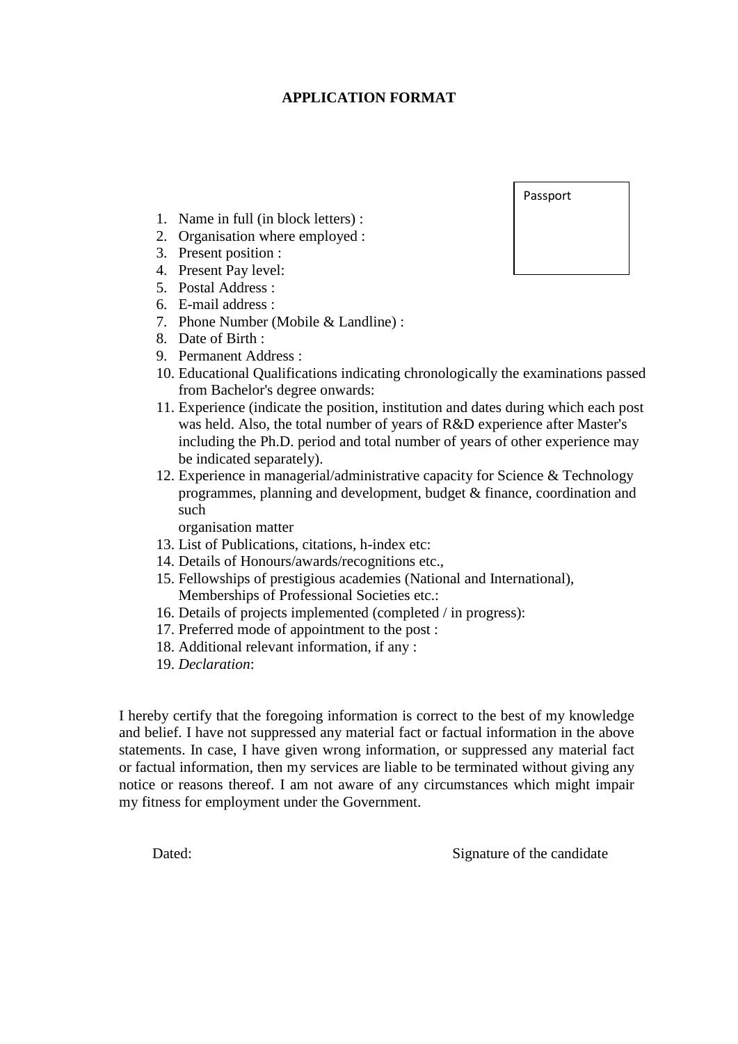**APPLICATION FORMAT**

Passport

1. Name in full (in block letters) :
2. Organisation where employed :
3. Present position :
4. Present Pay level:
5. Postal Address :
6. E-mail address :
7. Phone Number (Mobile & Landline) :
8. Date of Birth :
9. Permanent Address :
10. Educational Qualifications indicating chronologically the examinations passed from Bachelor's degree onwards:
11. Experience (indicate the position, institution and dates during which each post was held. Also, the total number of years of R&D experience after Master's including the Ph.D. period and total number of years of other experience may be indicated separately).
12. Experience in managerial/administrative capacity for Science & Technology programmes, planning and development, budget & finance, coordination and such
    organisation matter
13. List of Publications, citations, h-index etc:
14. Details of Honours/awards/recognitions etc.,
15. Fellowships of prestigious academies (National and International), Memberships of Professional Societies etc.:
16. Details of projects implemented (completed / in progress):
17. Preferred mode of appointment to the post :
18. Additional relevant information, if any :
19. *Declaration*:

I hereby certify that the foregoing information is correct to the best of my knowledge and belief. I have not suppressed any material fact or factual information in the above statements. In case, I have given wrong information, or suppressed any material fact or factual information, then my services are liable to be terminated without giving any notice or reasons thereof. I am not aware of any circumstances which might impair my fitness for employment under the Government.

Dated: Signature of the candidate